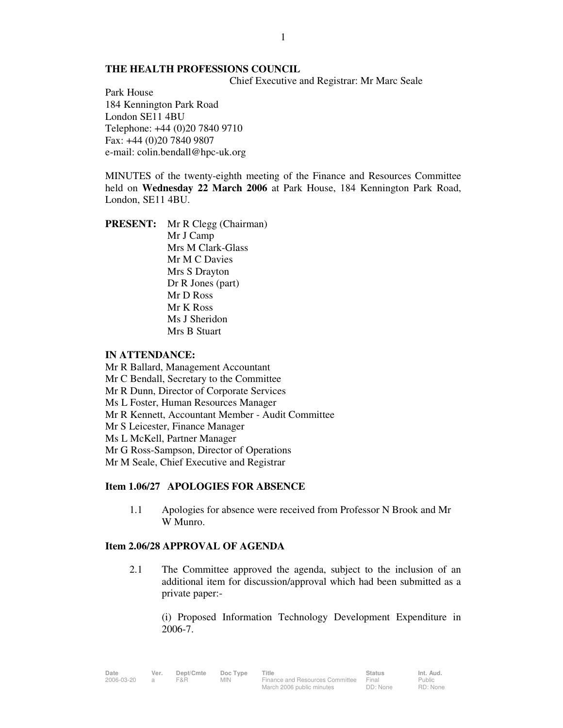**THE HEALTH PROFESSIONS COUNCIL**

Chief Executive and Registrar: Mr Marc Seale

Park House
184 Kennington Park Road
London SE11 4BU
Telephone: +44 (0)20 7840 9710
Fax: +44 (0)20 7840 9807
e-mail: colin.bendall@hpc-uk.org

MINUTES of the twenty-eighth meeting of the Finance and Resources Committee held on **Wednesday 22 March 2006** at Park House, 184 Kennington Park Road, London, SE11 4BU.

**PRESENT:** Mr R Clegg (Chairman)
Mr J Camp
Mrs M Clark-Glass
Mr M C Davies
Mrs S Drayton
Dr R Jones (part)
Mr D Ross
Mr K Ross
Ms J Sheridon
Mrs B Stuart

**IN ATTENDANCE:**

Mr R Ballard, Management Accountant
Mr C Bendall, Secretary to the Committee
Mr R Dunn, Director of Corporate Services
Ms L Foster, Human Resources Manager
Mr R Kennett, Accountant Member - Audit Committee
Mr S Leicester, Finance Manager
Ms L McKell, Partner Manager
Mr G Ross-Sampson, Director of Operations
Mr M Seale, Chief Executive and Registrar

**Item 1.06/27 APOLOGIES FOR ABSENCE**

1.1 Apologies for absence were received from Professor N Brook and Mr W Munro.

**Item 2.06/28 APPROVAL OF AGENDA**

2.1 The Committee approved the agenda, subject to the inclusion of an additional item for discussion/approval which had been submitted as a private paper:-

(i) Proposed Information Technology Development Expenditure in 2006-7.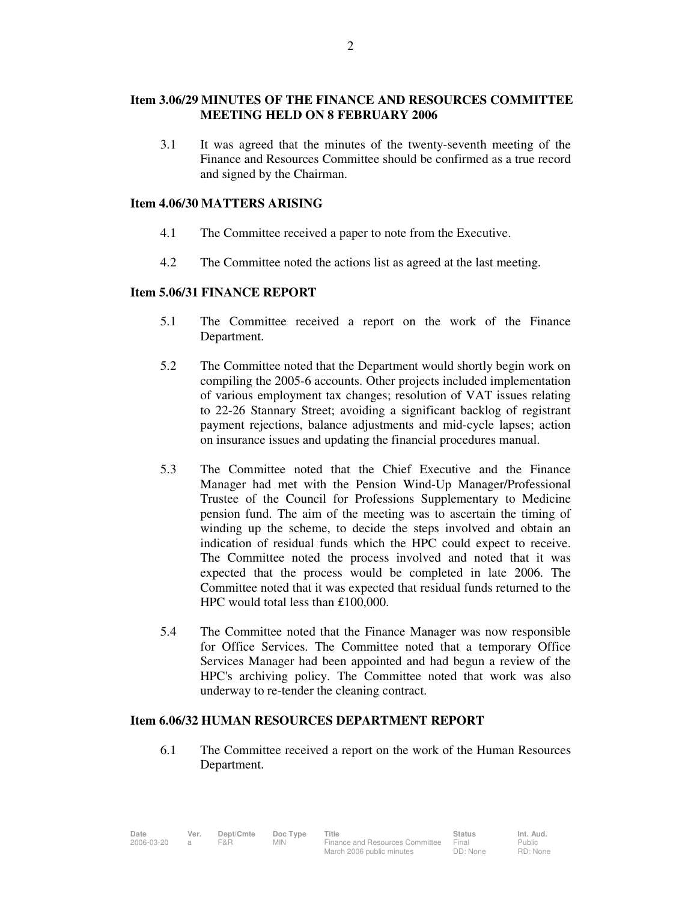**Item 3.06/29 MINUTES OF THE FINANCE AND RESOURCES COMMITTEE MEETING HELD ON 8 FEBRUARY 2006**

3.1 It was agreed that the minutes of the twenty-seventh meeting of the Finance and Resources Committee should be confirmed as a true record and signed by the Chairman.

**Item 4.06/30 MATTERS ARISING**

4.1 The Committee received a paper to note from the Executive.

4.2 The Committee noted the actions list as agreed at the last meeting.

**Item 5.06/31 FINANCE REPORT**

5.1 The Committee received a report on the work of the Finance Department.

5.2 The Committee noted that the Department would shortly begin work on compiling the 2005-6 accounts. Other projects included implementation of various employment tax changes; resolution of VAT issues relating to 22-26 Stannary Street; avoiding a significant backlog of registrant payment rejections, balance adjustments and mid-cycle lapses; action on insurance issues and updating the financial procedures manual.

5.3 The Committee noted that the Chief Executive and the Finance Manager had met with the Pension Wind-Up Manager/Professional Trustee of the Council for Professions Supplementary to Medicine pension fund. The aim of the meeting was to ascertain the timing of winding up the scheme, to decide the steps involved and obtain an indication of residual funds which the HPC could expect to receive. The Committee noted the process involved and noted that it was expected that the process would be completed in late 2006. The Committee noted that it was expected that residual funds returned to the HPC would total less than £100,000.

5.4 The Committee noted that the Finance Manager was now responsible for Office Services. The Committee noted that a temporary Office Services Manager had been appointed and had begun a review of the HPC's archiving policy. The Committee noted that work was also underway to re-tender the cleaning contract.

**Item 6.06/32 HUMAN RESOURCES DEPARTMENT REPORT**

6.1 The Committee received a report on the work of the Human Resources Department.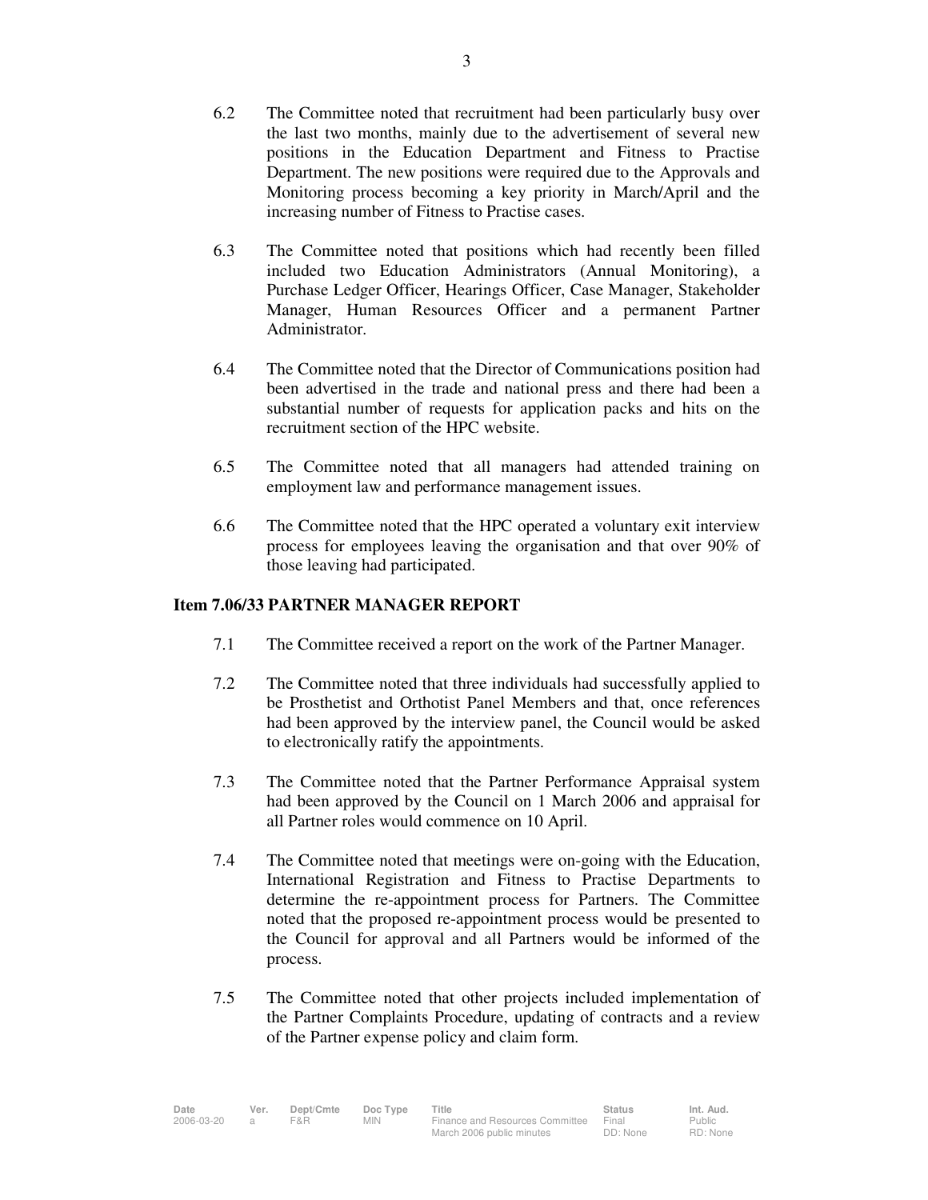6.2 The Committee noted that recruitment had been particularly busy over the last two months, mainly due to the advertisement of several new positions in the Education Department and Fitness to Practise Department. The new positions were required due to the Approvals and Monitoring process becoming a key priority in March/April and the increasing number of Fitness to Practise cases.

6.3 The Committee noted that positions which had recently been filled included two Education Administrators (Annual Monitoring), a Purchase Ledger Officer, Hearings Officer, Case Manager, Stakeholder Manager, Human Resources Officer and a permanent Partner Administrator.

6.4 The Committee noted that the Director of Communications position had been advertised in the trade and national press and there had been a substantial number of requests for application packs and hits on the recruitment section of the HPC website.

6.5 The Committee noted that all managers had attended training on employment law and performance management issues.

6.6 The Committee noted that the HPC operated a voluntary exit interview process for employees leaving the organisation and that over 90% of those leaving had participated.

**Item 7.06/33 PARTNER MANAGER REPORT**

7.1 The Committee received a report on the work of the Partner Manager.

7.2 The Committee noted that three individuals had successfully applied to be Prosthetist and Orthotist Panel Members and that, once references had been approved by the interview panel, the Council would be asked to electronically ratify the appointments.

7.3 The Committee noted that the Partner Performance Appraisal system had been approved by the Council on 1 March 2006 and appraisal for all Partner roles would commence on 10 April.

7.4 The Committee noted that meetings were on-going with the Education, International Registration and Fitness to Practise Departments to determine the re-appointment process for Partners. The Committee noted that the proposed re-appointment process would be presented to the Council for approval and all Partners would be informed of the process.

7.5 The Committee noted that other projects included implementation of the Partner Complaints Procedure, updating of contracts and a review of the Partner expense policy and claim form.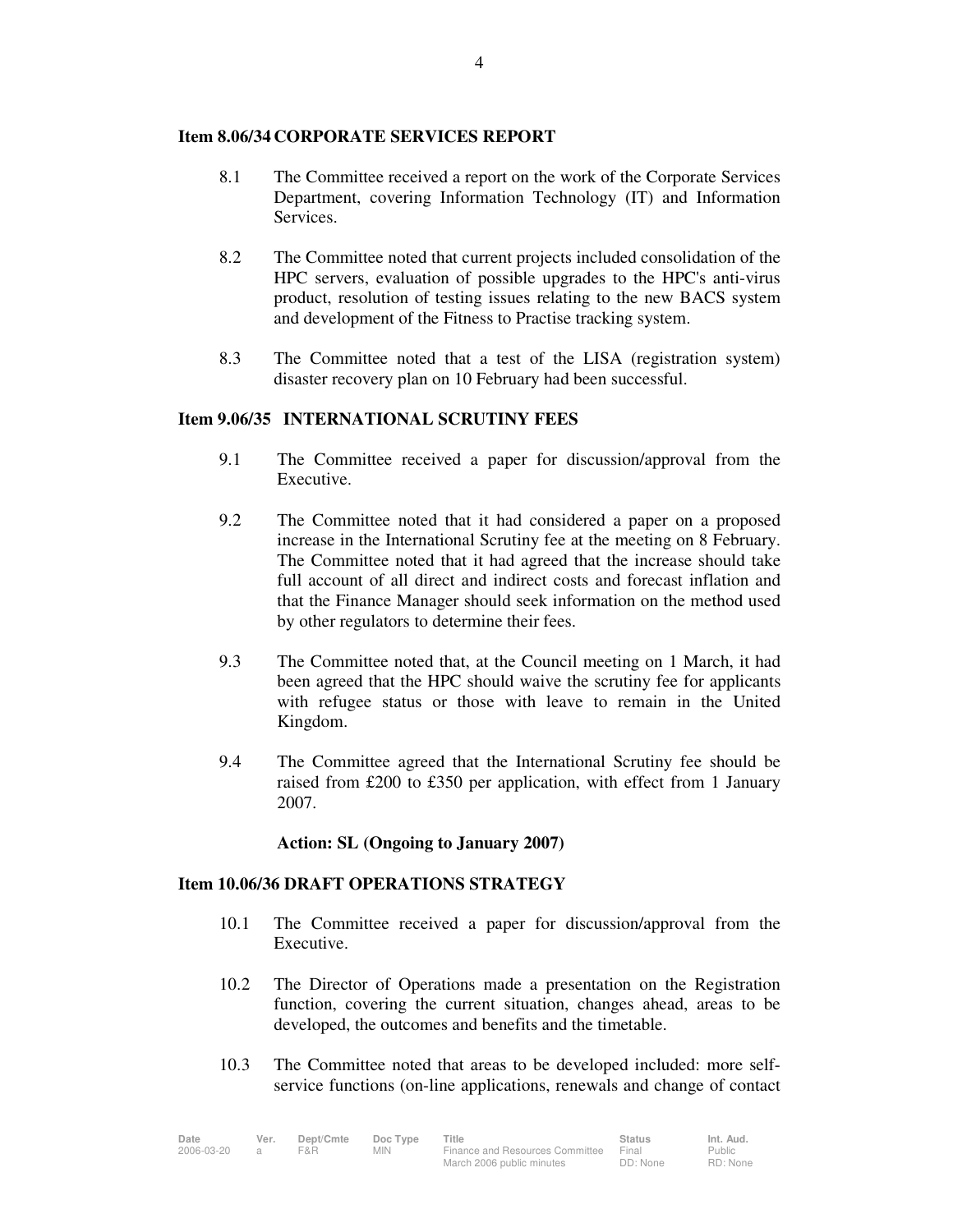**Item 8.06/34 CORPORATE SERVICES REPORT**

8.1 The Committee received a report on the work of the Corporate Services Department, covering Information Technology (IT) and Information Services.

8.2 The Committee noted that current projects included consolidation of the HPC servers, evaluation of possible upgrades to the HPC's anti-virus product, resolution of testing issues relating to the new BACS system and development of the Fitness to Practise tracking system.

8.3 The Committee noted that a test of the LISA (registration system) disaster recovery plan on 10 February had been successful.

**Item 9.06/35 INTERNATIONAL SCRUTINY FEES**

9.1 The Committee received a paper for discussion/approval from the Executive.

9.2 The Committee noted that it had considered a paper on a proposed increase in the International Scrutiny fee at the meeting on 8 February. The Committee noted that it had agreed that the increase should take full account of all direct and indirect costs and forecast inflation and that the Finance Manager should seek information on the method used by other regulators to determine their fees.

9.3 The Committee noted that, at the Council meeting on 1 March, it had been agreed that the HPC should waive the scrutiny fee for applicants with refugee status or those with leave to remain in the United Kingdom.

9.4 The Committee agreed that the International Scrutiny fee should be raised from £200 to £350 per application, with effect from 1 January 2007.

**Action: SL (Ongoing to January 2007)**

**Item 10.06/36 DRAFT OPERATIONS STRATEGY**

10.1 The Committee received a paper for discussion/approval from the Executive.

10.2 The Director of Operations made a presentation on the Registration function, covering the current situation, changes ahead, areas to be developed, the outcomes and benefits and the timetable.

10.3 The Committee noted that areas to be developed included: more self-service functions (on-line applications, renewals and change of contact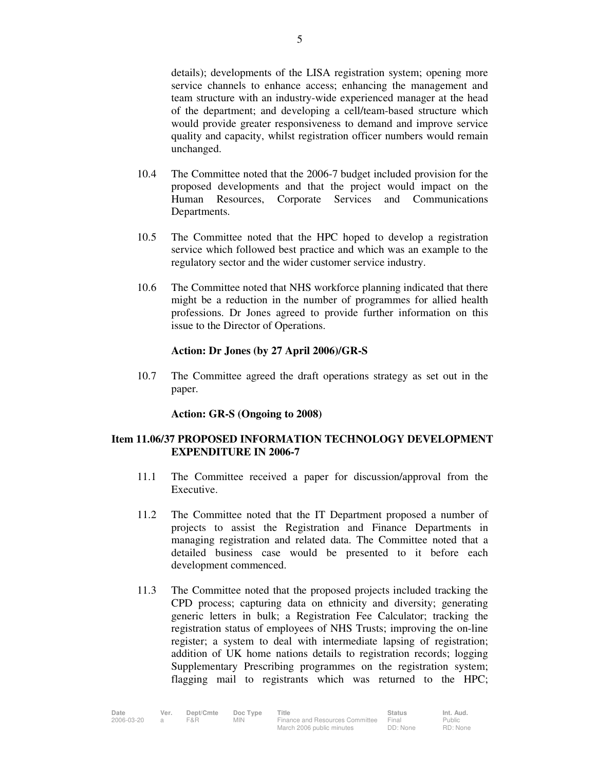details); developments of the LISA registration system; opening more service channels to enhance access; enhancing the management and team structure with an industry-wide experienced manager at the head of the department; and developing a cell/team-based structure which would provide greater responsiveness to demand and improve service quality and capacity, whilst registration officer numbers would remain unchanged.

10.4 The Committee noted that the 2006-7 budget included provision for the proposed developments and that the project would impact on the Human Resources, Corporate Services and Communications Departments.

10.5 The Committee noted that the HPC hoped to develop a registration service which followed best practice and which was an example to the regulatory sector and the wider customer service industry.

10.6 The Committee noted that NHS workforce planning indicated that there might be a reduction in the number of programmes for allied health professions. Dr Jones agreed to provide further information on this issue to the Director of Operations.

**Action: Dr Jones (by 27 April 2006)/GR-S**

10.7 The Committee agreed the draft operations strategy as set out in the paper.

**Action: GR-S (Ongoing to 2008)**

## Item 11.06/37 PROPOSED INFORMATION TECHNOLOGY DEVELOPMENT EXPENDITURE IN 2006-7

11.1 The Committee received a paper for discussion/approval from the Executive.

11.2 The Committee noted that the IT Department proposed a number of projects to assist the Registration and Finance Departments in managing registration and related data. The Committee noted that a detailed business case would be presented to it before each development commenced.

11.3 The Committee noted that the proposed projects included tracking the CPD process; capturing data on ethnicity and diversity; generating generic letters in bulk; a Registration Fee Calculator; tracking the registration status of employees of NHS Trusts; improving the on-line register; a system to deal with intermediate lapsing of registration; addition of UK home nations details to registration records; logging Supplementary Prescribing programmes on the registration system; flagging mail to registrants which was returned to the HPC;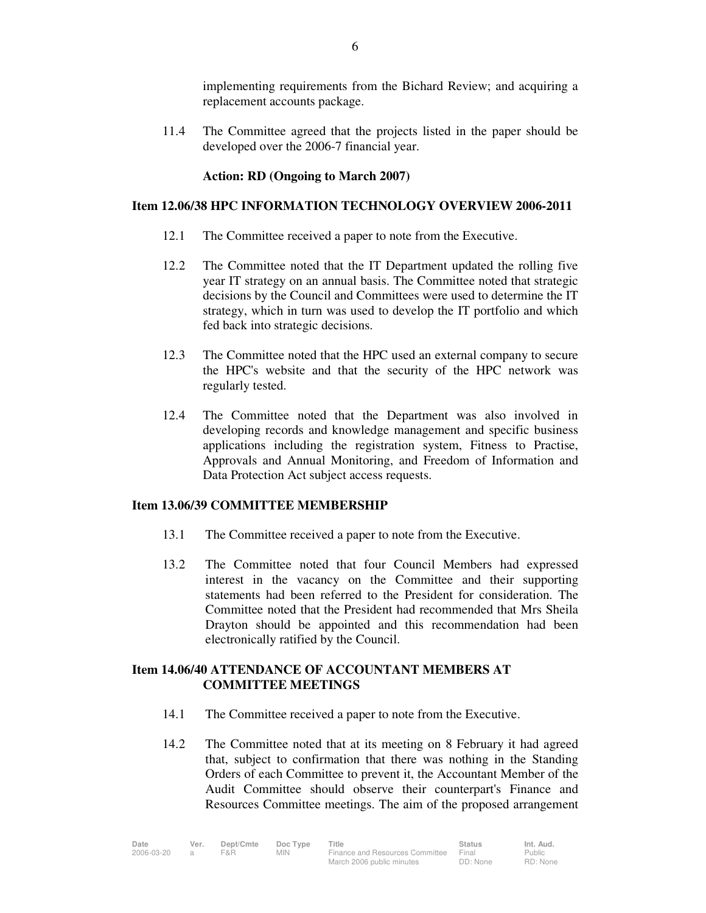implementing requirements from the Bichard Review; and acquiring a replacement accounts package.

11.4 The Committee agreed that the projects listed in the paper should be developed over the 2006-7 financial year.

**Action: RD (Ongoing to March 2007)**

**Item 12.06/38 HPC INFORMATION TECHNOLOGY OVERVIEW 2006-2011**

12.1 The Committee received a paper to note from the Executive.

12.2 The Committee noted that the IT Department updated the rolling five year IT strategy on an annual basis. The Committee noted that strategic decisions by the Council and Committees were used to determine the IT strategy, which in turn was used to develop the IT portfolio and which fed back into strategic decisions.

12.3 The Committee noted that the HPC used an external company to secure the HPC's website and that the security of the HPC network was regularly tested.

12.4 The Committee noted that the Department was also involved in developing records and knowledge management and specific business applications including the registration system, Fitness to Practise, Approvals and Annual Monitoring, and Freedom of Information and Data Protection Act subject access requests.

**Item 13.06/39 COMMITTEE MEMBERSHIP**

13.1 The Committee received a paper to note from the Executive.

13.2 The Committee noted that four Council Members had expressed interest in the vacancy on the Committee and their supporting statements had been referred to the President for consideration. The Committee noted that the President had recommended that Mrs Sheila Drayton should be appointed and this recommendation had been electronically ratified by the Council.

**Item 14.06/40 ATTENDANCE OF ACCOUNTANT MEMBERS AT COMMITTEE MEETINGS**

14.1 The Committee received a paper to note from the Executive.

14.2 The Committee noted that at its meeting on 8 February it had agreed that, subject to confirmation that there was nothing in the Standing Orders of each Committee to prevent it, the Accountant Member of the Audit Committee should observe their counterpart's Finance and Resources Committee meetings. The aim of the proposed arrangement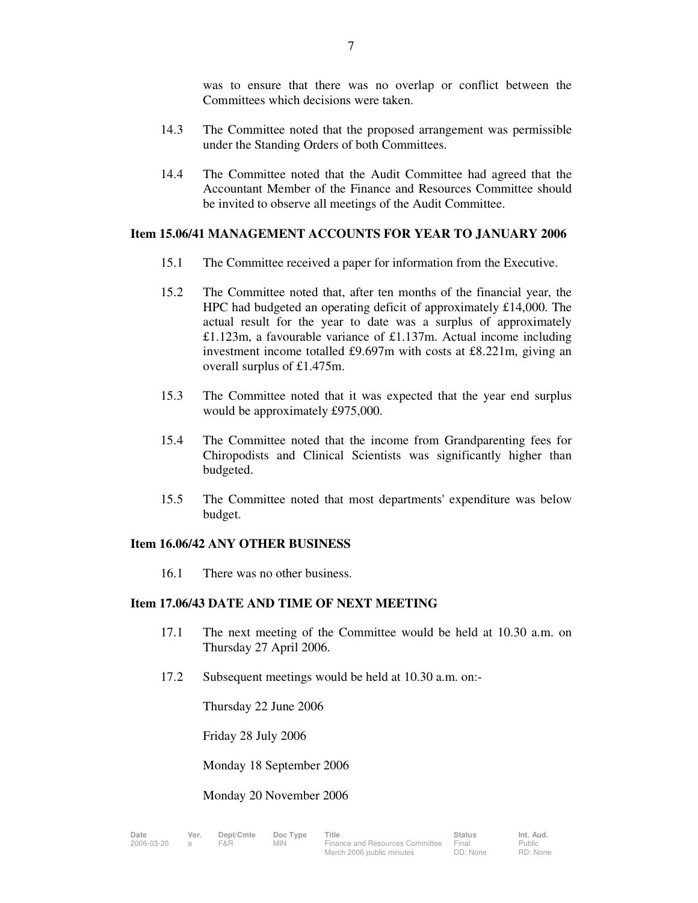was to ensure that there was no overlap or conflict between the Committees which decisions were taken.

14.3 The Committee noted that the proposed arrangement was permissible under the Standing Orders of both Committees.

14.4 The Committee noted that the Audit Committee had agreed that the Accountant Member of the Finance and Resources Committee should be invited to observe all meetings of the Audit Committee.

**Item 15.06/41 MANAGEMENT ACCOUNTS FOR YEAR TO JANUARY 2006**

15.1 The Committee received a paper for information from the Executive.

15.2 The Committee noted that, after ten months of the financial year, the HPC had budgeted an operating deficit of approximately £14,000. The actual result for the year to date was a surplus of approximately £1.123m, a favourable variance of £1.137m. Actual income including investment income totalled £9.697m with costs at £8.221m, giving an overall surplus of £1.475m.

15.3 The Committee noted that it was expected that the year end surplus would be approximately £975,000.

15.4 The Committee noted that the income from Grandparenting fees for Chiropodists and Clinical Scientists was significantly higher than budgeted.

15.5 The Committee noted that most departments' expenditure was below budget.

**Item 16.06/42 ANY OTHER BUSINESS**

16.1 There was no other business.

**Item 17.06/43 DATE AND TIME OF NEXT MEETING**

17.1 The next meeting of the Committee would be held at 10.30 a.m. on Thursday 27 April 2006.

17.2 Subsequent meetings would be held at 10.30 a.m. on:-

Thursday 22 June 2006

Friday 28 July 2006

Monday 18 September 2006

Monday 20 November 2006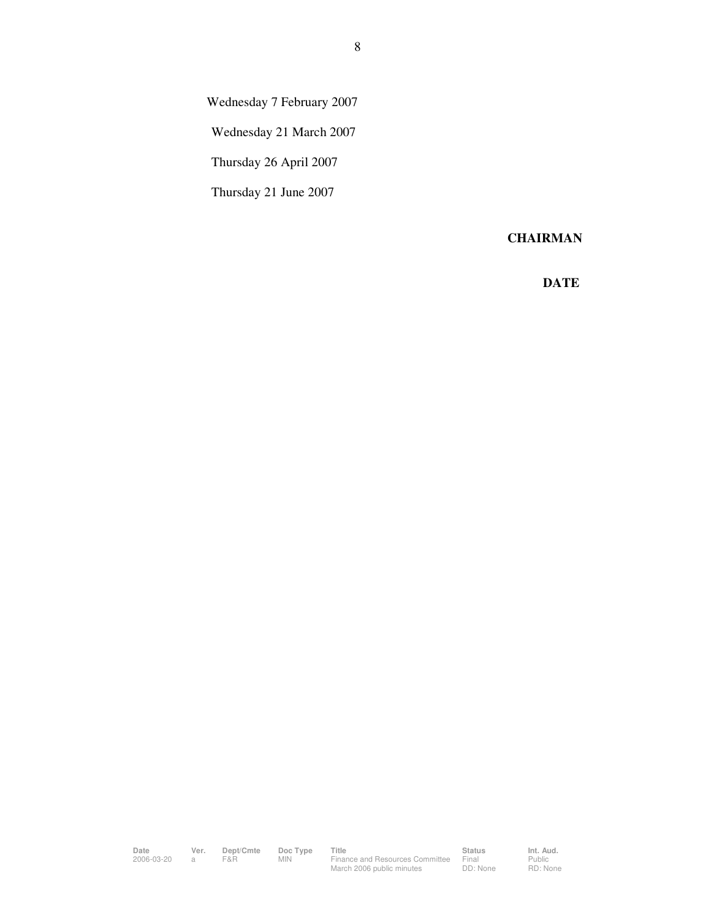Wednesday 7 February 2007

Wednesday 21 March 2007

Thursday 26 April 2007

Thursday 21 June 2007

**CHAIRMAN**

**DATE**